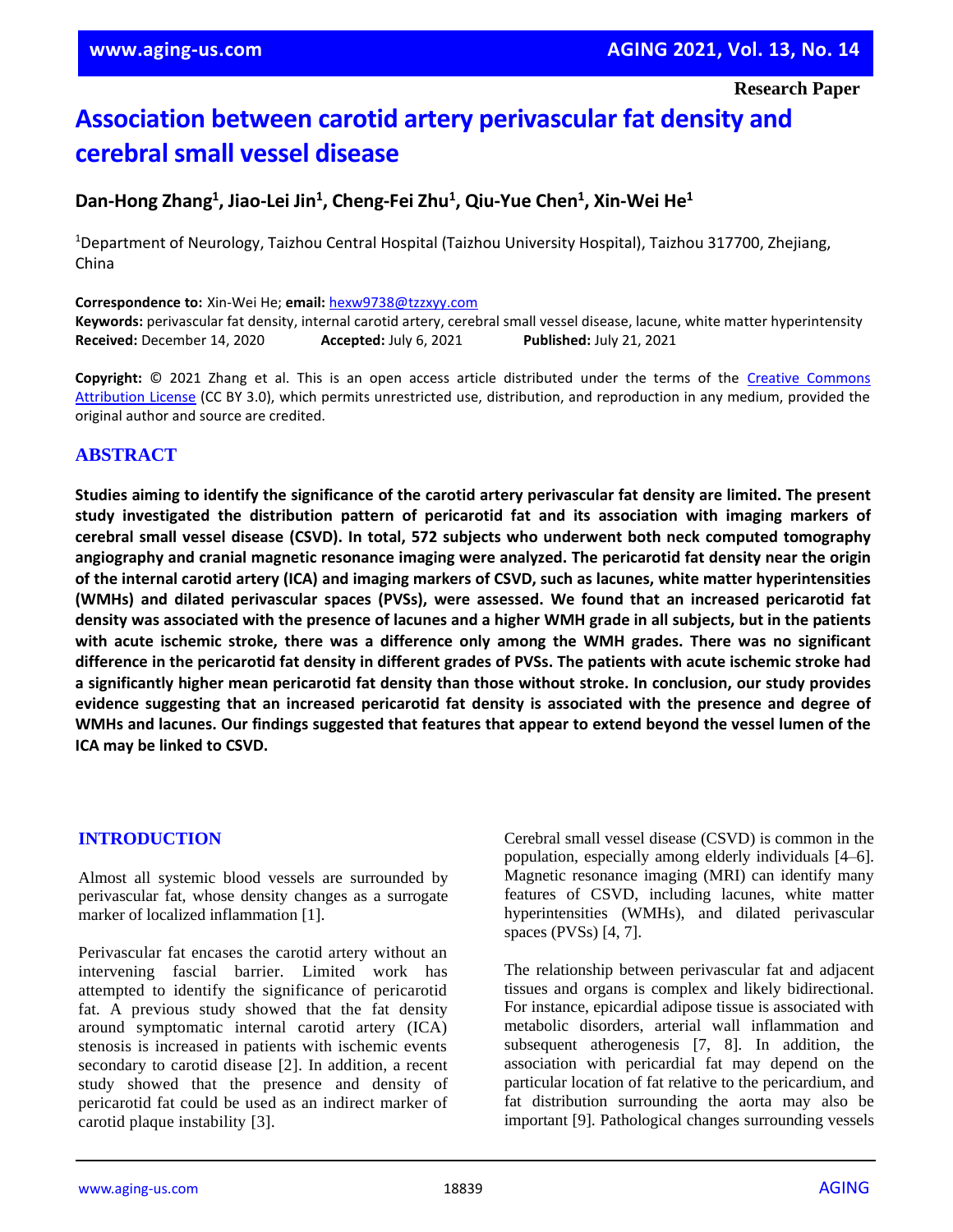Research Paper

# Association between carotid artery perivascular fat density and cerebral small vessel disease

**Dan-Hong Zhang[1], Jiao-Lei Jin[1], Cheng-Fei Zhu[1], Qiu-Yue Chen[1], Xin-Wei He[1]**

[1]Department of Neurology, Taizhou Central Hospital (Taizhou University Hospital), Taizhou 317700, Zhejiang, China

**Correspondence to:** Xin-Wei He; **email:** hexw9738@tzzxyy.com
**Keywords:** perivascular fat density, internal carotid artery, cerebral small vessel disease, lacune, white matter hyperintensity
**Received:** December 14, 2020 **Accepted:** July 6, 2021 **Published:** July 21, 2021

**Copyright:** © 2021 Zhang et al. This is an open access article distributed under the terms of the Creative Commons Attribution License (CC BY 3.0), which permits unrestricted use, distribution, and reproduction in any medium, provided the original author and source are credited.

## ABSTRACT

**Studies aiming to identify the significance of the carotid artery perivascular fat density are limited. The present study investigated the distribution pattern of pericarotid fat and its association with imaging markers of cerebral small vessel disease (CSVD). In total, 572 subjects who underwent both neck computed tomography angiography and cranial magnetic resonance imaging were analyzed. The pericarotid fat density near the origin of the internal carotid artery (ICA) and imaging markers of CSVD, such as lacunes, white matter hyperintensities (WMHs) and dilated perivascular spaces (PVSs), were assessed. We found that an increased pericarotid fat density was associated with the presence of lacunes and a higher WMH grade in all subjects, but in the patients with acute ischemic stroke, there was a difference only among the WMH grades. There was no significant difference in the pericarotid fat density in different grades of PVSs. The patients with acute ischemic stroke had a significantly higher mean pericarotid fat density than those without stroke. In conclusion, our study provides evidence suggesting that an increased pericarotid fat density is associated with the presence and degree of WMHs and lacunes. Our findings suggested that features that appear to extend beyond the vessel lumen of the ICA may be linked to CSVD.**

## INTRODUCTION

Almost all systemic blood vessels are surrounded by perivascular fat, whose density changes as a surrogate marker of localized inflammation [1].

Perivascular fat encases the carotid artery without an intervening fascial barrier. Limited work has attempted to identify the significance of pericarotid fat. A previous study showed that the fat density around symptomatic internal carotid artery (ICA) stenosis is increased in patients with ischemic events secondary to carotid disease [2]. In addition, a recent study showed that the presence and density of pericarotid fat could be used as an indirect marker of carotid plaque instability [3].

Cerebral small vessel disease (CSVD) is common in the population, especially among elderly individuals [4–6]. Magnetic resonance imaging (MRI) can identify many features of CSVD, including lacunes, white matter hyperintensities (WMHs), and dilated perivascular spaces (PVSs) [4, 7].

The relationship between perivascular fat and adjacent tissues and organs is complex and likely bidirectional. For instance, epicardial adipose tissue is associated with metabolic disorders, arterial wall inflammation and subsequent atherogenesis [7, 8]. In addition, the association with pericardial fat may depend on the particular location of fat relative to the pericardium, and fat distribution surrounding the aorta may also be important [9]. Pathological changes surrounding vessels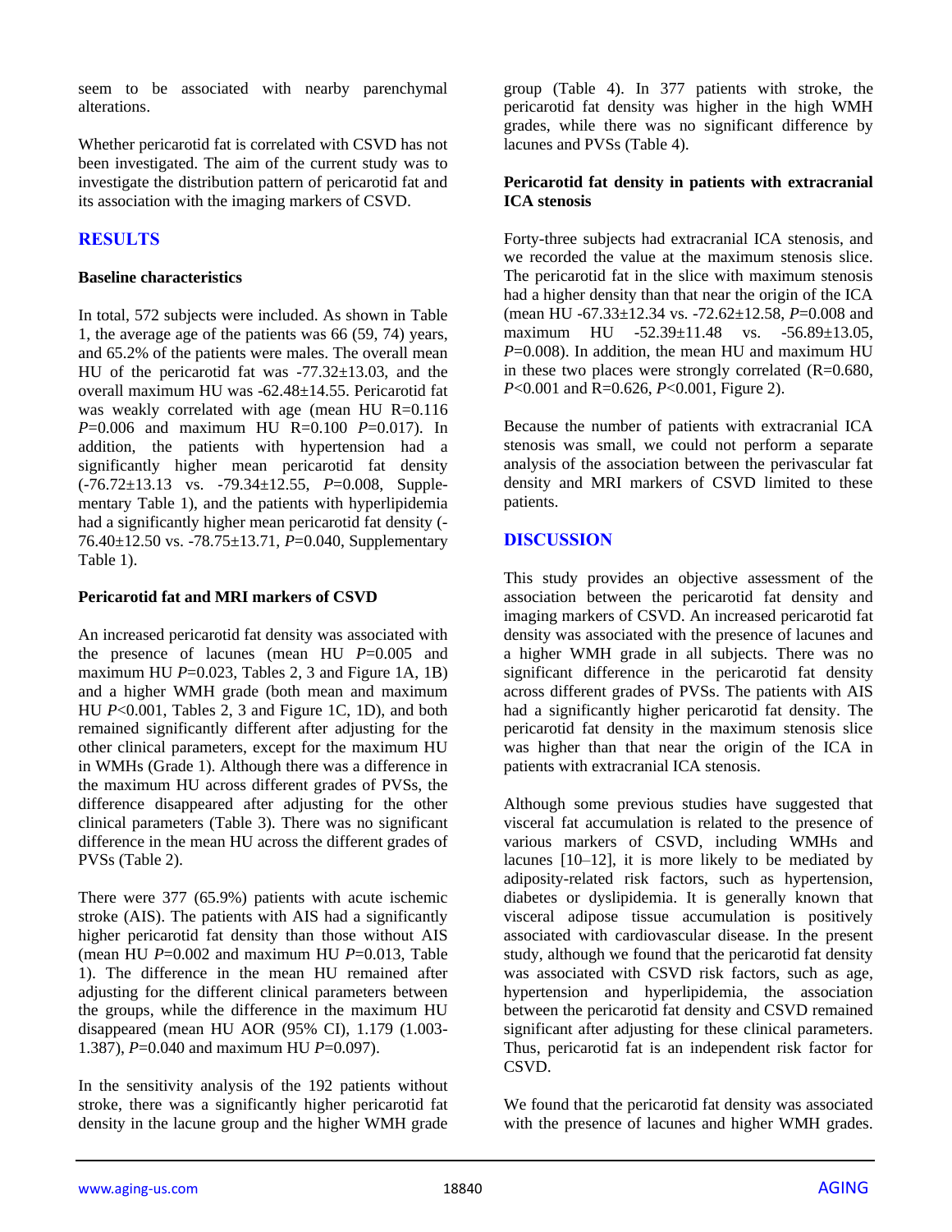seem to be associated with nearby parenchymal alterations.

Whether pericarotid fat is correlated with CSVD has not been investigated. The aim of the current study was to investigate the distribution pattern of pericarotid fat and its association with the imaging markers of CSVD.

## RESULTS

### Baseline characteristics

In total, 572 subjects were included. As shown in Table 1, the average age of the patients was 66 (59, 74) years, and 65.2% of the patients were males. The overall mean HU of the pericarotid fat was -77.32±13.03, and the overall maximum HU was -62.48±14.55. Pericarotid fat was weakly correlated with age (mean HU R=0.116 *P*=0.006 and maximum HU R=0.100 *P*=0.017). In addition, the patients with hypertension had a significantly higher mean pericarotid fat density (-76.72±13.13 vs. -79.34±12.55, *P*=0.008, Supplementary Table 1), and the patients with hyperlipidemia had a significantly higher mean pericarotid fat density (-76.40±12.50 vs. -78.75±13.71, *P*=0.040, Supplementary Table 1).

### Pericarotid fat and MRI markers of CSVD

An increased pericarotid fat density was associated with the presence of lacunes (mean HU *P*=0.005 and maximum HU *P*=0.023, Tables 2, 3 and Figure 1A, 1B) and a higher WMH grade (both mean and maximum HU *P*<0.001, Tables 2, 3 and Figure 1C, 1D), and both remained significantly different after adjusting for the other clinical parameters, except for the maximum HU in WMHs (Grade 1). Although there was a difference in the maximum HU across different grades of PVSs, the difference disappeared after adjusting for the other clinical parameters (Table 3). There was no significant difference in the mean HU across the different grades of PVSs (Table 2).

There were 377 (65.9%) patients with acute ischemic stroke (AIS). The patients with AIS had a significantly higher pericarotid fat density than those without AIS (mean HU *P*=0.002 and maximum HU *P*=0.013, Table 1). The difference in the mean HU remained after adjusting for the different clinical parameters between the groups, while the difference in the maximum HU disappeared (mean HU AOR (95% CI), 1.179 (1.003-1.387), *P*=0.040 and maximum HU *P*=0.097).

In the sensitivity analysis of the 192 patients without stroke, there was a significantly higher pericarotid fat density in the lacune group and the higher WMH grade group (Table 4). In 377 patients with stroke, the pericarotid fat density was higher in the high WMH grades, while there was no significant difference by lacunes and PVSs (Table 4).

### Pericarotid fat density in patients with extracranial ICA stenosis

Forty-three subjects had extracranial ICA stenosis, and we recorded the value at the maximum stenosis slice. The pericarotid fat in the slice with maximum stenosis had a higher density than that near the origin of the ICA (mean HU -67.33±12.34 vs. -72.62±12.58, *P*=0.008 and maximum HU -52.39±11.48 vs. -56.89±13.05, *P*=0.008). In addition, the mean HU and maximum HU in these two places were strongly correlated (R=0.680, *P*<0.001 and R=0.626, *P*<0.001, Figure 2).

Because the number of patients with extracranial ICA stenosis was small, we could not perform a separate analysis of the association between the perivascular fat density and MRI markers of CSVD limited to these patients.

## DISCUSSION

This study provides an objective assessment of the association between the pericarotid fat density and imaging markers of CSVD. An increased pericarotid fat density was associated with the presence of lacunes and a higher WMH grade in all subjects. There was no significant difference in the pericarotid fat density across different grades of PVSs. The patients with AIS had a significantly higher pericarotid fat density. The pericarotid fat density in the maximum stenosis slice was higher than that near the origin of the ICA in patients with extracranial ICA stenosis.

Although some previous studies have suggested that visceral fat accumulation is related to the presence of various markers of CSVD, including WMHs and lacunes [10–12], it is more likely to be mediated by adiposity-related risk factors, such as hypertension, diabetes or dyslipidemia. It is generally known that visceral adipose tissue accumulation is positively associated with cardiovascular disease. In the present study, although we found that the pericarotid fat density was associated with CSVD risk factors, such as age, hypertension and hyperlipidemia, the association between the pericarotid fat density and CSVD remained significant after adjusting for these clinical parameters. Thus, pericarotid fat is an independent risk factor for CSVD.

We found that the pericarotid fat density was associated with the presence of lacunes and higher WMH grades.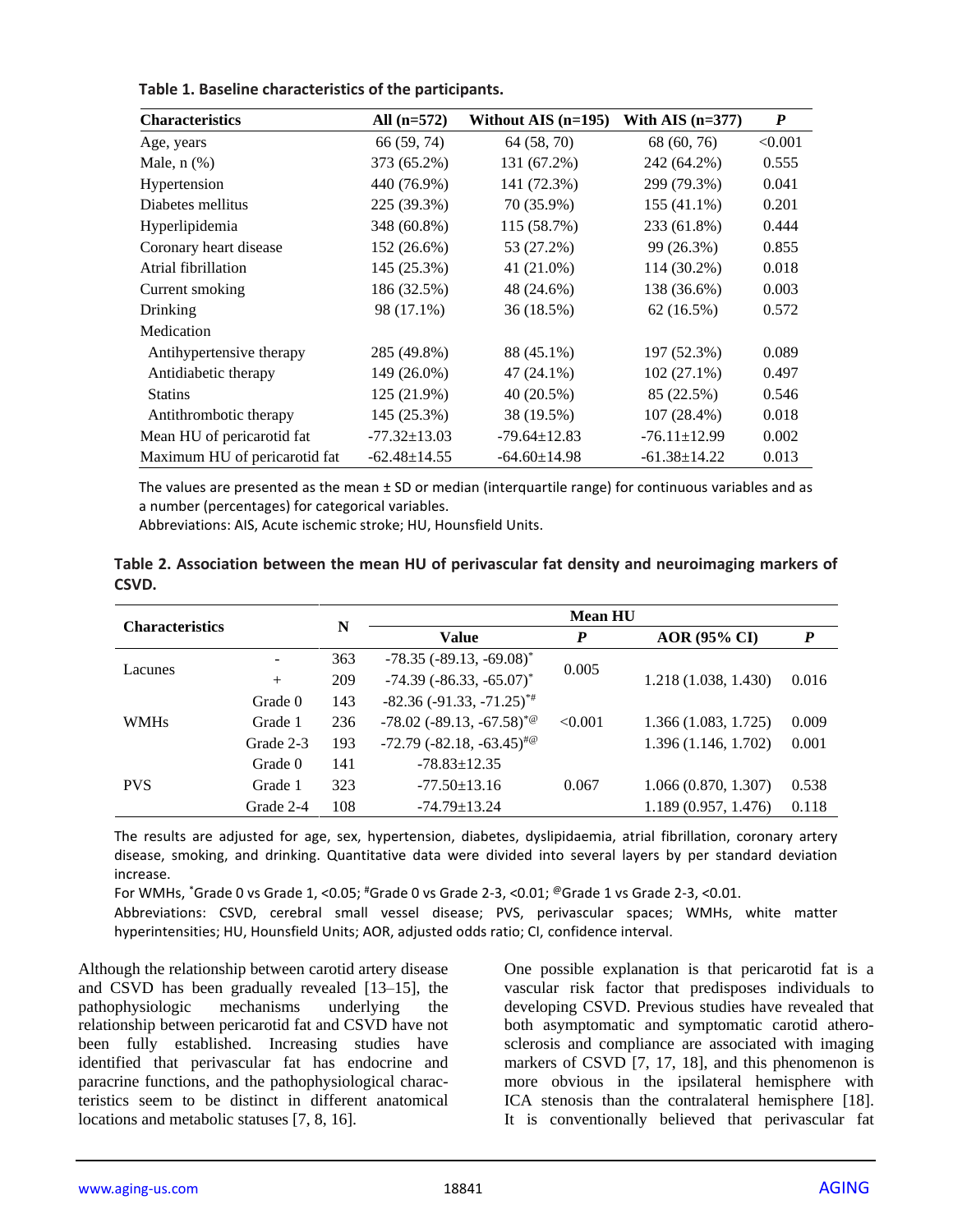**Table 1. Baseline characteristics of the participants.**

| Characteristics | All (n=572) | Without AIS (n=195) | With AIS (n=377) | *P* |
|---|---|---|---|---|
| Age, years | 66 (59, 74) | 64 (58, 70) | 68 (60, 76) | <0.001 |
| Male, n (%) | 373 (65.2%) | 131 (67.2%) | 242 (64.2%) | 0.555 |
| Hypertension | 440 (76.9%) | 141 (72.3%) | 299 (79.3%) | 0.041 |
| Diabetes mellitus | 225 (39.3%) | 70 (35.9%) | 155 (41.1%) | 0.201 |
| Hyperlipidemia | 348 (60.8%) | 115 (58.7%) | 233 (61.8%) | 0.444 |
| Coronary heart disease | 152 (26.6%) | 53 (27.2%) | 99 (26.3%) | 0.855 |
| Atrial fibrillation | 145 (25.3%) | 41 (21.0%) | 114 (30.2%) | 0.018 |
| Current smoking | 186 (32.5%) | 48 (24.6%) | 138 (36.6%) | 0.003 |
| Drinking | 98 (17.1%) | 36 (18.5%) | 62 (16.5%) | 0.572 |
| Medication | | | | |
| Antihypertensive therapy | 285 (49.8%) | 88 (45.1%) | 197 (52.3%) | 0.089 |
| Antidiabetic therapy | 149 (26.0%) | 47 (24.1%) | 102 (27.1%) | 0.497 |
| Statins | 125 (21.9%) | 40 (20.5%) | 85 (22.5%) | 0.546 |
| Antithrombotic therapy | 145 (25.3%) | 38 (19.5%) | 107 (28.4%) | 0.018 |
| Mean HU of pericarotid fat | -77.32±13.03 | -79.64±12.83 | -76.11±12.99 | 0.002 |
| Maximum HU of pericarotid fat | -62.48±14.55 | -64.60±14.98 | -61.38±14.22 | 0.013 |

The values are presented as the mean ± SD or median (interquartile range) for continuous variables and as a number (percentages) for categorical variables.

Abbreviations: AIS, Acute ischemic stroke; HU, Hounsfield Units.

**Table 2. Association between the mean HU of perivascular fat density and neuroimaging markers of CSVD.**

| Characteristics | | N | Mean HU | | | |
|---|---|---|---|---|---|---|
| | | | Value | *P* | AOR (95% CI) | *P* |
| Lacunes | - | 363 | -78.35 (-89.13, -69.08)* | 0.005 | 1.218 (1.038, 1.430) | 0.016 |
| | + | 209 | -74.39 (-86.33, -65.07)* | | | |
| WMHs | Grade 0 | 143 | -82.36 (-91.33, -71.25)*# | <0.001 | | |
| | Grade 1 | 236 | -78.02 (-89.13, -67.58)*@ | | 1.366 (1.083, 1.725) | 0.009 |
| | Grade 2-3 | 193 | -72.79 (-82.18, -63.45)#@ | | 1.396 (1.146, 1.702) | 0.001 |
| PVS | Grade 0 | 141 | -78.83±12.35 | 0.067 | | |
| | Grade 1 | 323 | -77.50±13.16 | | 1.066 (0.870, 1.307) | 0.538 |
| | Grade 2-4 | 108 | -74.79±13.24 | | 1.189 (0.957, 1.476) | 0.118 |

The results are adjusted for age, sex, hypertension, diabetes, dyslipidaemia, atrial fibrillation, coronary artery disease, smoking, and drinking. Quantitative data were divided into several layers by per standard deviation increase.

For WMHs, *Grade 0 vs Grade 1, <0.05; #Grade 0 vs Grade 2-3, <0.01; @Grade 1 vs Grade 2-3, <0.01.

Abbreviations: CSVD, cerebral small vessel disease; PVS, perivascular spaces; WMHs, white matter hyperintensities; HU, Hounsfield Units; AOR, adjusted odds ratio; CI, confidence interval.

Although the relationship between carotid artery disease and CSVD has been gradually revealed [13–15], the pathophysiologic mechanisms underlying the relationship between pericarotid fat and CSVD have not been fully established. Increasing studies have identified that perivascular fat has endocrine and paracrine functions, and the pathophysiological characteristics seem to be distinct in different anatomical locations and metabolic statuses [7, 8, 16].

One possible explanation is that pericarotid fat is a vascular risk factor that predisposes individuals to developing CSVD. Previous studies have revealed that both asymptomatic and symptomatic carotid atherosclerosis and compliance are associated with imaging markers of CSVD [7, 17, 18], and this phenomenon is more obvious in the ipsilateral hemisphere with ICA stenosis than the contralateral hemisphere [18]. It is conventionally believed that perivascular fat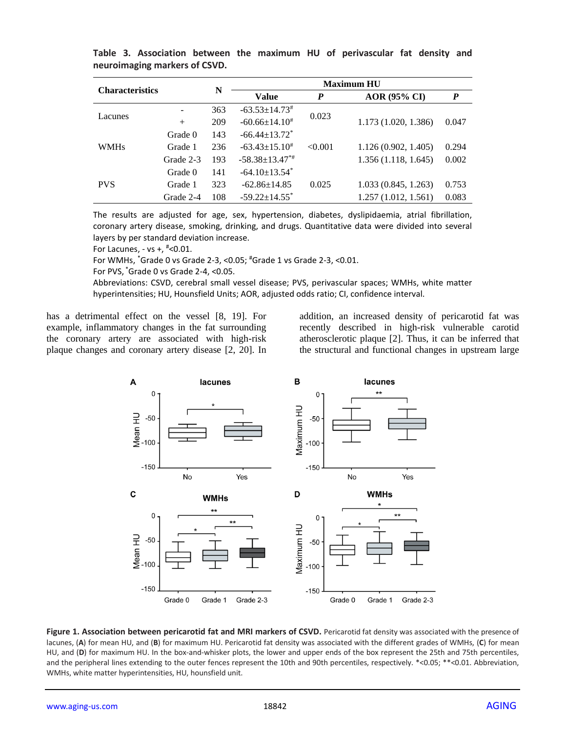**Table 3. Association between the maximum HU of perivascular fat density and neuroimaging markers of CSVD.**

| Characteristics | | N | Maximum HU | | | |
|---|---|---|---|---|---|---|
| | | | Value | *P* | AOR (95% CI) | *P* |
| Lacunes | - | 363 | -63.53±14.73[#] | 0.023 | 1.173 (1.020, 1.386) | 0.047 |
| | + | 209 | -60.66±14.10[#] | | | |
| WMHs | Grade 0 | 143 | -66.44±13.72[*] | <0.001 | | |
| | Grade 1 | 236 | -63.43±15.10[#] | | 1.126 (0.902, 1.405) | 0.294 |
| | Grade 2-3 | 193 | -58.38±13.47[*#] | | 1.356 (1.118, 1.645) | 0.002 |
| PVS | Grade 0 | 141 | -64.10±13.54[*] | 0.025 | | |
| | Grade 1 | 323 | -62.86±14.85 | | 1.033 (0.845, 1.263) | 0.753 |
| | Grade 2-4 | 108 | -59.22±14.55[*] | | 1.257 (1.012, 1.561) | 0.083 |

The results are adjusted for age, sex, hypertension, diabetes, dyslipidaemia, atrial fibrillation, coronary artery disease, smoking, drinking, and drugs. Quantitative data were divided into several layers by per standard deviation increase.

For Lacunes, - vs +, #<0.01.

For WMHs, *Grade 0 vs Grade 2-3, <0.05; #Grade 1 vs Grade 2-3, <0.01.

For PVS, *Grade 0 vs Grade 2-4, <0.05.

Abbreviations: CSVD, cerebral small vessel disease; PVS, perivascular spaces; WMHs, white matter hyperintensities; HU, Hounsfield Units; AOR, adjusted odds ratio; CI, confidence interval.

has a detrimental effect on the vessel [8, 19]. For example, inflammatory changes in the fat surrounding the coronary artery are associated with high-risk plaque changes and coronary artery disease [2, 20]. In addition, an increased density of pericarotid fat was recently described in high-risk vulnerable carotid atherosclerotic plaque [2]. Thus, it can be inferred that the structural and functional changes in upstream large

**Figure 1. Association between pericarotid fat and MRI markers of CSVD.** Pericarotid fat density was associated with the presence of lacunes, (**A**) for mean HU, and (**B**) for maximum HU. Pericarotid fat density was associated with the different grades of WMHs, (**C**) for mean HU, and (**D**) for maximum HU. In the box-and-whisker plots, the lower and upper ends of the box represent the 25th and 75th percentiles, and the peripheral lines extending to the outer fences represent the 10th and 90th percentiles, respectively. *<0.05; **<0.01. Abbreviation, WMHs, white matter hyperintensities, HU, hounsfield unit.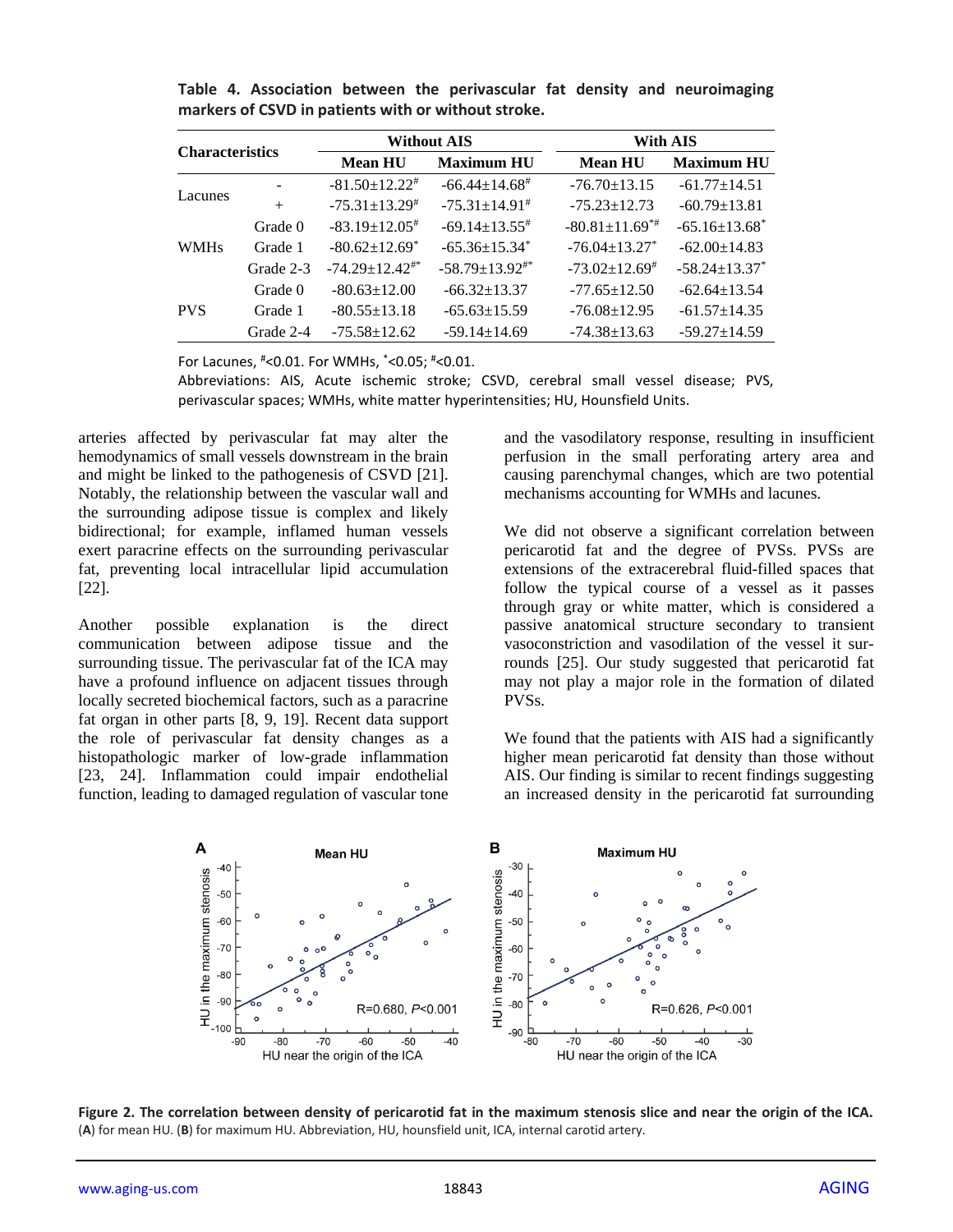**Table 4. Association between the perivascular fat density and neuroimaging markers of CSVD in patients with or without stroke.**

| Characteristics | | Without AIS | | With AIS | |
|---|---|---|---|---|---|
| | | Mean HU | Maximum HU | Mean HU | Maximum HU |
| Lacunes | - | -81.50±12.22[#] | -66.44±14.68[#] | -76.70±13.15 | -61.77±14.51 |
| | + | -75.31±13.29[#] | -75.31±14.91[#] | -75.23±12.73 | -60.79±13.81 |
| WMHs | Grade 0 | -83.19±12.05[#] | -69.14±13.55[#] | -80.81±11.69[*#] | -65.16±13.68[*] |
| | Grade 1 | -80.62±12.69[*] | -65.36±15.34[*] | -76.04±13.27[*] | -62.00±14.83 |
| | Grade 2-3 | -74.29±12.42[#*] | -58.79±13.92[#*] | -73.02±12.69[#] | -58.24±13.37[*] |
| PVS | Grade 0 | -80.63±12.00 | -66.32±13.37 | -77.65±12.50 | -62.64±13.54 |
| | Grade 1 | -80.55±13.18 | -65.63±15.59 | -76.08±12.95 | -61.57±14.35 |
| | Grade 2-4 | -75.58±12.62 | -59.14±14.69 | -74.38±13.63 | -59.27±14.59 |

For Lacunes, [#]<0.01. For WMHs, [*]<0.05; [#]<0.01.

Abbreviations: AIS, Acute ischemic stroke; CSVD, cerebral small vessel disease; PVS, perivascular spaces; WMHs, white matter hyperintensities; HU, Hounsfield Units.

arteries affected by perivascular fat may alter the hemodynamics of small vessels downstream in the brain and might be linked to the pathogenesis of CSVD [21]. Notably, the relationship between the vascular wall and the surrounding adipose tissue is complex and likely bidirectional; for example, inflamed human vessels exert paracrine effects on the surrounding perivascular fat, preventing local intracellular lipid accumulation [22].

Another possible explanation is the direct communication between adipose tissue and the surrounding tissue. The perivascular fat of the ICA may have a profound influence on adjacent tissues through locally secreted biochemical factors, such as a paracrine fat organ in other parts [8, 9, 19]. Recent data support the role of perivascular fat density changes as a histopathologic marker of low-grade inflammation [23, 24]. Inflammation could impair endothelial function, leading to damaged regulation of vascular tone and the vasodilatory response, resulting in insufficient perfusion in the small perforating artery area and causing parenchymal changes, which are two potential mechanisms accounting for WMHs and lacunes.

We did not observe a significant correlation between pericarotid fat and the degree of PVSs. PVSs are extensions of the extracerebral fluid-filled spaces that follow the typical course of a vessel as it passes through gray or white matter, which is considered a passive anatomical structure secondary to transient vasoconstriction and vasodilation of the vessel it surrounds [25]. Our study suggested that pericarotid fat may not play a major role in the formation of dilated PVSs.

We found that the patients with AIS had a significantly higher mean pericarotid fat density than those without AIS. Our finding is similar to recent findings suggesting an increased density in the pericarotid fat surrounding

**Figure 2. The correlation between density of pericarotid fat in the maximum stenosis slice and near the origin of the ICA.** (**A**) for mean HU. (**B**) for maximum HU. Abbreviation, HU, hounsfield unit, ICA, internal carotid artery.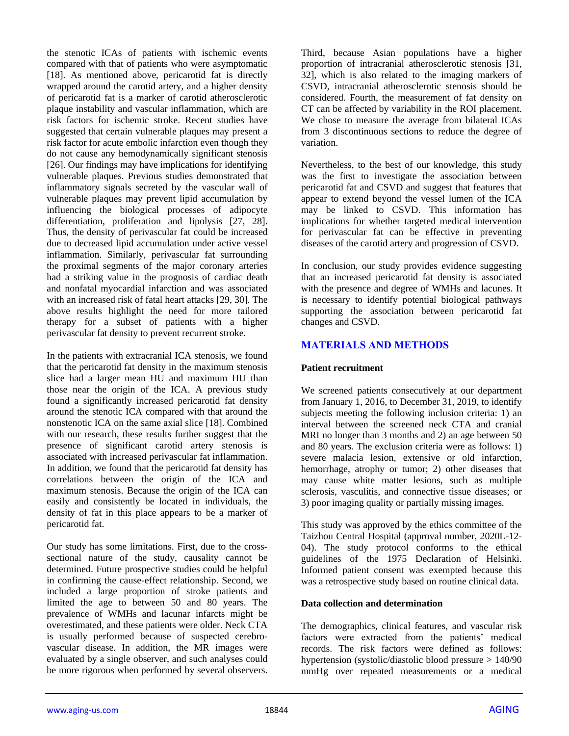the stenotic ICAs of patients with ischemic events compared with that of patients who were asymptomatic [18]. As mentioned above, pericarotid fat is directly wrapped around the carotid artery, and a higher density of pericarotid fat is a marker of carotid atherosclerotic plaque instability and vascular inflammation, which are risk factors for ischemic stroke. Recent studies have suggested that certain vulnerable plaques may present a risk factor for acute embolic infarction even though they do not cause any hemodynamically significant stenosis [26]. Our findings may have implications for identifying vulnerable plaques. Previous studies demonstrated that inflammatory signals secreted by the vascular wall of vulnerable plaques may prevent lipid accumulation by influencing the biological processes of adipocyte differentiation, proliferation and lipolysis [27, 28]. Thus, the density of perivascular fat could be increased due to decreased lipid accumulation under active vessel inflammation. Similarly, perivascular fat surrounding the proximal segments of the major coronary arteries had a striking value in the prognosis of cardiac death and nonfatal myocardial infarction and was associated with an increased risk of fatal heart attacks [29, 30]. The above results highlight the need for more tailored therapy for a subset of patients with a higher perivascular fat density to prevent recurrent stroke.

In the patients with extracranial ICA stenosis, we found that the pericarotid fat density in the maximum stenosis slice had a larger mean HU and maximum HU than those near the origin of the ICA. A previous study found a significantly increased pericarotid fat density around the stenotic ICA compared with that around the nonstenotic ICA on the same axial slice [18]. Combined with our research, these results further suggest that the presence of significant carotid artery stenosis is associated with increased perivascular fat inflammation. In addition, we found that the pericarotid fat density has correlations between the origin of the ICA and maximum stenosis. Because the origin of the ICA can easily and consistently be located in individuals, the density of fat in this place appears to be a marker of pericarotid fat.

Our study has some limitations. First, due to the cross-sectional nature of the study, causality cannot be determined. Future prospective studies could be helpful in confirming the cause-effect relationship. Second, we included a large proportion of stroke patients and limited the age to between 50 and 80 years. The prevalence of WMHs and lacunar infarcts might be overestimated, and these patients were older. Neck CTA is usually performed because of suspected cerebro-vascular disease. In addition, the MR images were evaluated by a single observer, and such analyses could be more rigorous when performed by several observers. Third, because Asian populations have a higher proportion of intracranial atherosclerotic stenosis [31, 32], which is also related to the imaging markers of CSVD, intracranial atherosclerotic stenosis should be considered. Fourth, the measurement of fat density on CT can be affected by variability in the ROI placement. We chose to measure the average from bilateral ICAs from 3 discontinuous sections to reduce the degree of variation.

Nevertheless, to the best of our knowledge, this study was the first to investigate the association between pericarotid fat and CSVD and suggest that features that appear to extend beyond the vessel lumen of the ICA may be linked to CSVD. This information has implications for whether targeted medical intervention for perivascular fat can be effective in preventing diseases of the carotid artery and progression of CSVD.

In conclusion, our study provides evidence suggesting that an increased pericarotid fat density is associated with the presence and degree of WMHs and lacunes. It is necessary to identify potential biological pathways supporting the association between pericarotid fat changes and CSVD.

## MATERIALS AND METHODS

### Patient recruitment

We screened patients consecutively at our department from January 1, 2016, to December 31, 2019, to identify subjects meeting the following inclusion criteria: 1) an interval between the screened neck CTA and cranial MRI no longer than 3 months and 2) an age between 50 and 80 years. The exclusion criteria were as follows: 1) severe malacia lesion, extensive or old infarction, hemorrhage, atrophy or tumor; 2) other diseases that may cause white matter lesions, such as multiple sclerosis, vasculitis, and connective tissue diseases; or 3) poor imaging quality or partially missing images.

This study was approved by the ethics committee of the Taizhou Central Hospital (approval number, 2020L-12-04). The study protocol conforms to the ethical guidelines of the 1975 Declaration of Helsinki. Informed patient consent was exempted because this was a retrospective study based on routine clinical data.

### Data collection and determination

The demographics, clinical features, and vascular risk factors were extracted from the patients' medical records. The risk factors were defined as follows: hypertension (systolic/diastolic blood pressure > 140/90 mmHg over repeated measurements or a medical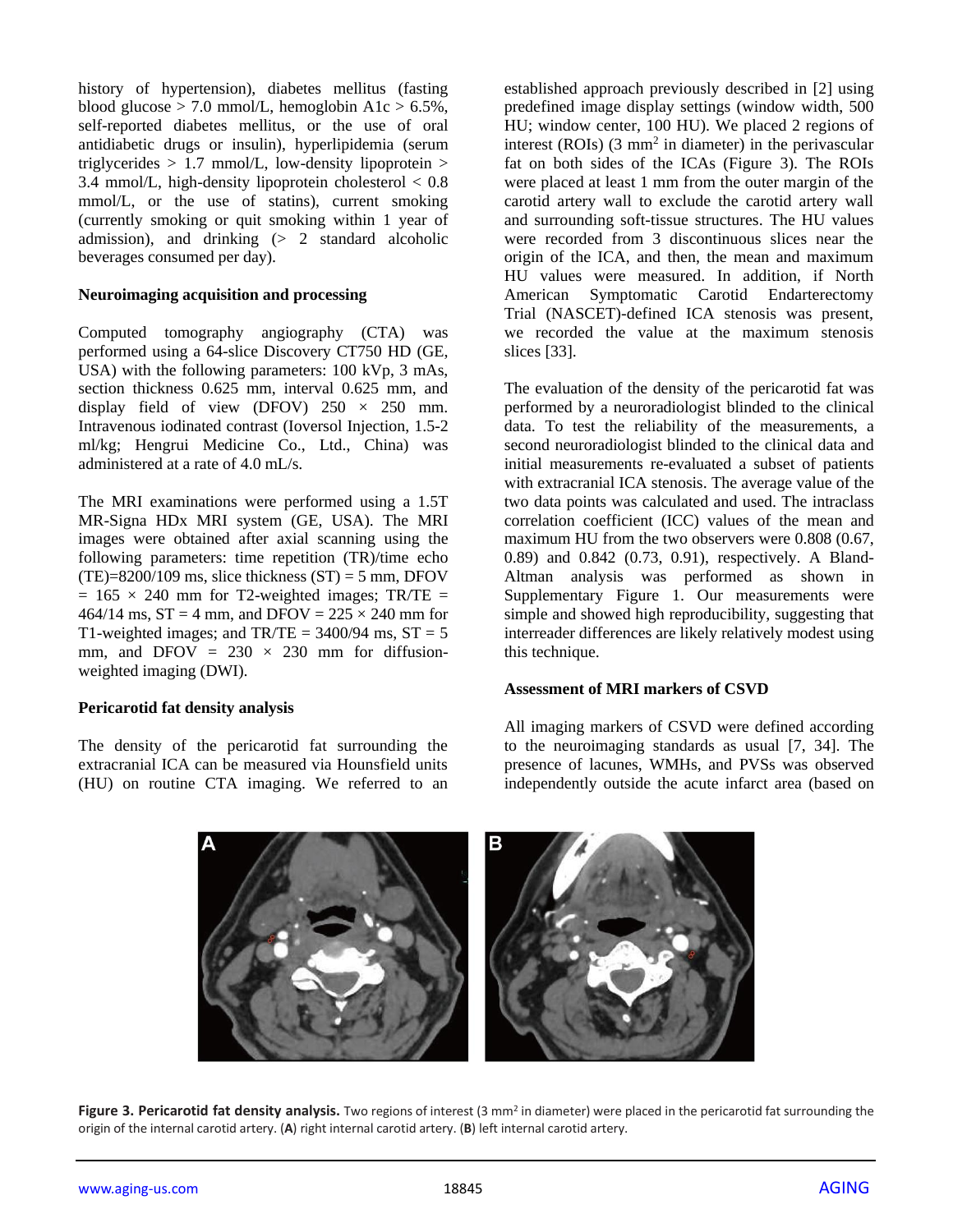history of hypertension), diabetes mellitus (fasting blood glucose > 7.0 mmol/L, hemoglobin A1c > 6.5%, self-reported diabetes mellitus, or the use of oral antidiabetic drugs or insulin), hyperlipidemia (serum triglycerides > 1.7 mmol/L, low-density lipoprotein > 3.4 mmol/L, high-density lipoprotein cholesterol < 0.8 mmol/L, or the use of statins), current smoking (currently smoking or quit smoking within 1 year of admission), and drinking (> 2 standard alcoholic beverages consumed per day).

**Neuroimaging acquisition and processing**

Computed tomography angiography (CTA) was performed using a 64-slice Discovery CT750 HD (GE, USA) with the following parameters: 100 kVp, 3 mAs, section thickness 0.625 mm, interval 0.625 mm, and display field of view (DFOV) 250 × 250 mm. Intravenous iodinated contrast (Ioversol Injection, 1.5-2 ml/kg; Hengrui Medicine Co., Ltd., China) was administered at a rate of 4.0 mL/s.

The MRI examinations were performed using a 1.5T MR-Signa HDx MRI system (GE, USA). The MRI images were obtained after axial scanning using the following parameters: time repetition (TR)/time echo (TE)=8200/109 ms, slice thickness (ST) = 5 mm, DFOV = 165 × 240 mm for T2-weighted images; TR/TE = 464/14 ms, ST = 4 mm, and DFOV = 225 × 240 mm for T1-weighted images; and TR/TE = 3400/94 ms, ST = 5 mm, and DFOV = 230 × 230 mm for diffusion-weighted imaging (DWI).

**Pericarotid fat density analysis**

The density of the pericarotid fat surrounding the extracranial ICA can be measured via Hounsfield units (HU) on routine CTA imaging. We referred to an established approach previously described in [2] using predefined image display settings (window width, 500 HU; window center, 100 HU). We placed 2 regions of interest (ROIs) (3 mm$^2$ in diameter) in the perivascular fat on both sides of the ICAs (Figure 3). The ROIs were placed at least 1 mm from the outer margin of the carotid artery wall to exclude the carotid artery wall and surrounding soft-tissue structures. The HU values were recorded from 3 discontinuous slices near the origin of the ICA, and then, the mean and maximum HU values were measured. In addition, if North American Symptomatic Carotid Endarterectomy Trial (NASCET)-defined ICA stenosis was present, we recorded the value at the maximum stenosis slices [33].

The evaluation of the density of the pericarotid fat was performed by a neuroradiologist blinded to the clinical data. To test the reliability of the measurements, a second neuroradiologist blinded to the clinical data and initial measurements re-evaluated a subset of patients with extracranial ICA stenosis. The average value of the two data points was calculated and used. The intraclass correlation coefficient (ICC) values of the mean and maximum HU from the two observers were 0.808 (0.67, 0.89) and 0.842 (0.73, 0.91), respectively. A Bland-Altman analysis was performed as shown in Supplementary Figure 1. Our measurements were simple and showed high reproducibility, suggesting that interreader differences are likely relatively modest using this technique.

**Assessment of MRI markers of CSVD**

All imaging markers of CSVD were defined according to the neuroimaging standards as usual [7, 34]. The presence of lacunes, WMHs, and PVSs was observed independently outside the acute infarct area (based on

**Figure 3. Pericarotid fat density analysis.** Two regions of interest (3 mm$^2$ in diameter) were placed in the pericarotid fat surrounding the origin of the internal carotid artery. (**A**) right internal carotid artery. (**B**) left internal carotid artery.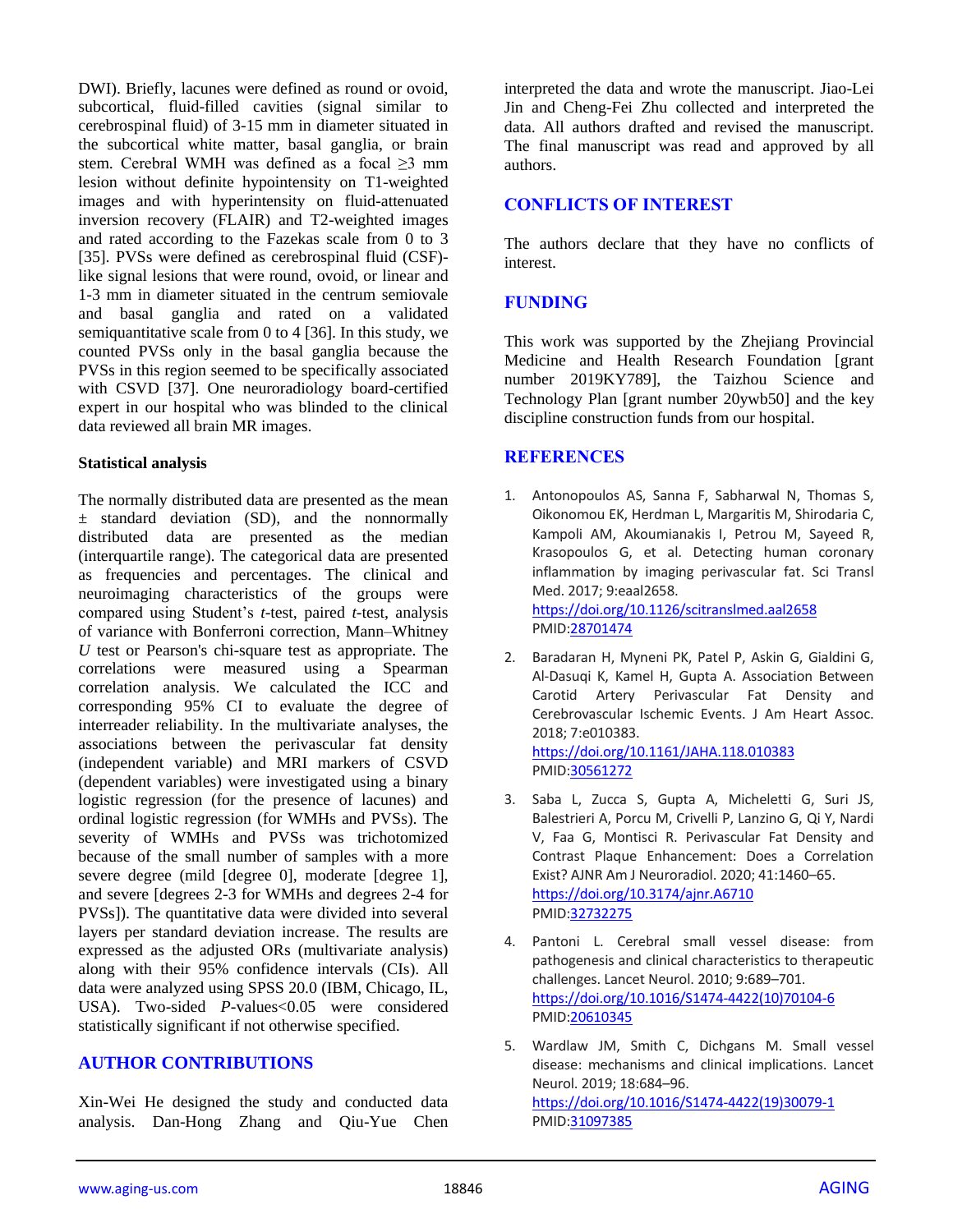DWI). Briefly, lacunes were defined as round or ovoid, subcortical, fluid-filled cavities (signal similar to cerebrospinal fluid) of 3-15 mm in diameter situated in the subcortical white matter, basal ganglia, or brain stem. Cerebral WMH was defined as a focal ≥3 mm lesion without definite hypointensity on T1-weighted images and with hyperintensity on fluid-attenuated inversion recovery (FLAIR) and T2-weighted images and rated according to the Fazekas scale from 0 to 3 [35]. PVSs were defined as cerebrospinal fluid (CSF)-like signal lesions that were round, ovoid, or linear and 1-3 mm in diameter situated in the centrum semiovale and basal ganglia and rated on a validated semiquantitative scale from 0 to 4 [36]. In this study, we counted PVSs only in the basal ganglia because the PVSs in this region seemed to be specifically associated with CSVD [37]. One neuroradiology board-certified expert in our hospital who was blinded to the clinical data reviewed all brain MR images.

**Statistical analysis**

The normally distributed data are presented as the mean ± standard deviation (SD), and the nonnormally distributed data are presented as the median (interquartile range). The categorical data are presented as frequencies and percentages. The clinical and neuroimaging characteristics of the groups were compared using Student's *t*-test, paired *t*-test, analysis of variance with Bonferroni correction, Mann–Whitney *U* test or Pearson's chi-square test as appropriate. The correlations were measured using a Spearman correlation analysis. We calculated the ICC and corresponding 95% CI to evaluate the degree of interreader reliability. In the multivariate analyses, the associations between the perivascular fat density (independent variable) and MRI markers of CSVD (dependent variables) were investigated using a binary logistic regression (for the presence of lacunes) and ordinal logistic regression (for WMHs and PVSs). The severity of WMHs and PVSs was trichotomized because of the small number of samples with a more severe degree (mild [degree 0], moderate [degree 1], and severe [degrees 2-3 for WMHs and degrees 2-4 for PVSs]). The quantitative data were divided into several layers per standard deviation increase. The results are expressed as the adjusted ORs (multivariate analysis) along with their 95% confidence intervals (CIs). All data were analyzed using SPSS 20.0 (IBM, Chicago, IL, USA). Two-sided *P*-values<0.05 were considered statistically significant if not otherwise specified.

## AUTHOR CONTRIBUTIONS

Xin-Wei He designed the study and conducted data analysis. Dan-Hong Zhang and Qiu-Yue Chen interpreted the data and wrote the manuscript. Jiao-Lei Jin and Cheng-Fei Zhu collected and interpreted the data. All authors drafted and revised the manuscript. The final manuscript was read and approved by all authors.

## CONFLICTS OF INTEREST

The authors declare that they have no conflicts of interest.

## FUNDING

This work was supported by the Zhejiang Provincial Medicine and Health Research Foundation [grant number 2019KY789], the Taizhou Science and Technology Plan [grant number 20ywb50] and the key discipline construction funds from our hospital.

## REFERENCES

1. Antonopoulos AS, Sanna F, Sabharwal N, Thomas S, Oikonomou EK, Herdman L, Margaritis M, Shirodaria C, Kampoli AM, Akoumianakis I, Petrou M, Sayeed R, Krasopoulos G, et al. Detecting human coronary inflammation by imaging perivascular fat. Sci Transl Med. 2017; 9:eaal2658. https://doi.org/10.1126/scitranslmed.aal2658 PMID:28701474

2. Baradaran H, Myneni PK, Patel P, Askin G, Gialdini G, Al-Dasuqi K, Kamel H, Gupta A. Association Between Carotid Artery Perivascular Fat Density and Cerebrovascular Ischemic Events. J Am Heart Assoc. 2018; 7:e010383. https://doi.org/10.1161/JAHA.118.010383 PMID:30561272

3. Saba L, Zucca S, Gupta A, Micheletti G, Suri JS, Balestrieri A, Porcu M, Crivelli P, Lanzino G, Qi Y, Nardi V, Faa G, Montisci R. Perivascular Fat Density and Contrast Plaque Enhancement: Does a Correlation Exist? AJNR Am J Neuroradiol. 2020; 41:1460–65. https://doi.org/10.3174/ajnr.A6710 PMID:32732275

4. Pantoni L. Cerebral small vessel disease: from pathogenesis and clinical characteristics to therapeutic challenges. Lancet Neurol. 2010; 9:689–701. https://doi.org/10.1016/S1474-4422(10)70104-6 PMID:20610345

5. Wardlaw JM, Smith C, Dichgans M. Small vessel disease: mechanisms and clinical implications. Lancet Neurol. 2019; 18:684–96. https://doi.org/10.1016/S1474-4422(19)30079-1 PMID:31097385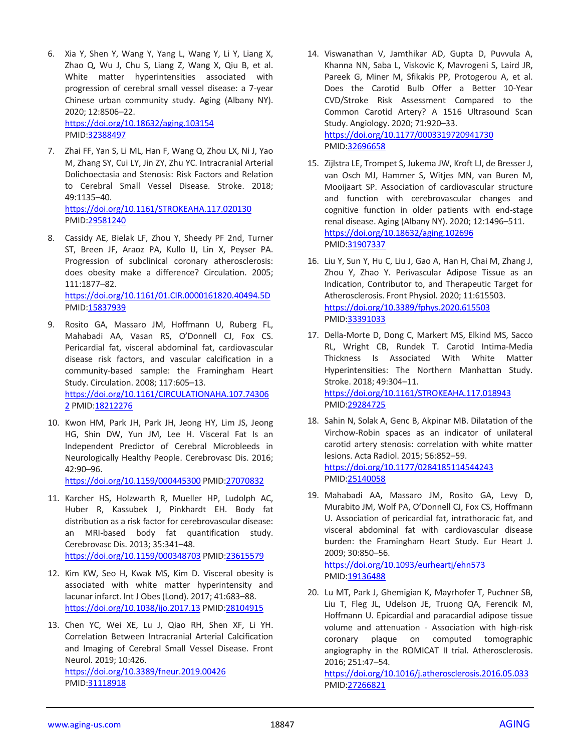6. Xia Y, Shen Y, Wang Y, Yang L, Wang Y, Li Y, Liang X, Zhao Q, Wu J, Chu S, Liang Z, Wang X, Qiu B, et al. White matter hyperintensities associated with progression of cerebral small vessel disease: a 7-year Chinese urban community study. Aging (Albany NY). 2020; 12:8506–22.
https://doi.org/10.18632/aging.103154
PMID:32388497

7. Zhai FF, Yan S, Li ML, Han F, Wang Q, Zhou LX, Ni J, Yao M, Zhang SY, Cui LY, Jin ZY, Zhu YC. Intracranial Arterial Dolichoectasia and Stenosis: Risk Factors and Relation to Cerebral Small Vessel Disease. Stroke. 2018; 49:1135–40.
https://doi.org/10.1161/STROKEAHA.117.020130
PMID:29581240

8. Cassidy AE, Bielak LF, Zhou Y, Sheedy PF 2nd, Turner ST, Breen JF, Araoz PA, Kullo IJ, Lin X, Peyser PA. Progression of subclinical coronary atherosclerosis: does obesity make a difference? Circulation. 2005; 111:1877–82.
https://doi.org/10.1161/01.CIR.0000161820.40494.5D
PMID:15837939

9. Rosito GA, Massaro JM, Hoffmann U, Ruberg FL, Mahabadi AA, Vasan RS, O'Donnell CJ, Fox CS. Pericardial fat, visceral abdominal fat, cardiovascular disease risk factors, and vascular calcification in a community-based sample: the Framingham Heart Study. Circulation. 2008; 117:605–13.
https://doi.org/10.1161/CIRCULATIONAHA.107.743062 PMID:18212276

10. Kwon HM, Park JH, Park JH, Jeong HY, Lim JS, Jeong HG, Shin DW, Yun JM, Lee H. Visceral Fat Is an Independent Predictor of Cerebral Microbleeds in Neurologically Healthy People. Cerebrovasc Dis. 2016; 42:90–96.
https://doi.org/10.1159/000445300 PMID:27070832

11. Karcher HS, Holzwarth R, Mueller HP, Ludolph AC, Huber R, Kassubek J, Pinkhardt EH. Body fat distribution as a risk factor for cerebrovascular disease: an MRI-based body fat quantification study. Cerebrovasc Dis. 2013; 35:341–48.
https://doi.org/10.1159/000348703 PMID:23615579

12. Kim KW, Seo H, Kwak MS, Kim D. Visceral obesity is associated with white matter hyperintensity and lacunar infarct. Int J Obes (Lond). 2017; 41:683–88.
https://doi.org/10.1038/ijo.2017.13 PMID:28104915

13. Chen YC, Wei XE, Lu J, Qiao RH, Shen XF, Li YH. Correlation Between Intracranial Arterial Calcification and Imaging of Cerebral Small Vessel Disease. Front Neurol. 2019; 10:426.
https://doi.org/10.3389/fneur.2019.00426
PMID:31118918

14. Viswanathan V, Jamthikar AD, Gupta D, Puvvula A, Khanna NN, Saba L, Viskovic K, Mavrogeni S, Laird JR, Pareek G, Miner M, Sfikakis PP, Protogerou A, et al. Does the Carotid Bulb Offer a Better 10-Year CVD/Stroke Risk Assessment Compared to the Common Carotid Artery? A 1516 Ultrasound Scan Study. Angiology. 2020; 71:920–33.
https://doi.org/10.1177/0003319720941730
PMID:32696658

15. Zijlstra LE, Trompet S, Jukema JW, Kroft LJ, de Bresser J, van Osch MJ, Hammer S, Witjes MN, van Buren M, Mooijaart SP. Association of cardiovascular structure and function with cerebrovascular changes and cognitive function in older patients with end-stage renal disease. Aging (Albany NY). 2020; 12:1496–511.
https://doi.org/10.18632/aging.102696
PMID:31907337

16. Liu Y, Sun Y, Hu C, Liu J, Gao A, Han H, Chai M, Zhang J, Zhou Y, Zhao Y. Perivascular Adipose Tissue as an Indication, Contributor to, and Therapeutic Target for Atherosclerosis. Front Physiol. 2020; 11:615503.
https://doi.org/10.3389/fphys.2020.615503
PMID:33391033

17. Della-Morte D, Dong C, Markert MS, Elkind MS, Sacco RL, Wright CB, Rundek T. Carotid Intima-Media Thickness Is Associated With White Matter Hyperintensities: The Northern Manhattan Study. Stroke. 2018; 49:304–11.
https://doi.org/10.1161/STROKEAHA.117.018943
PMID:29284725

18. Sahin N, Solak A, Genc B, Akpinar MB. Dilatation of the Virchow-Robin spaces as an indicator of unilateral carotid artery stenosis: correlation with white matter lesions. Acta Radiol. 2015; 56:852–59.
https://doi.org/10.1177/0284185114544243
PMID:25140058

19. Mahabadi AA, Massaro JM, Rosito GA, Levy D, Murabito JM, Wolf PA, O'Donnell CJ, Fox CS, Hoffmann U. Association of pericardial fat, intrathoracic fat, and visceral abdominal fat with cardiovascular disease burden: the Framingham Heart Study. Eur Heart J. 2009; 30:850–56.
https://doi.org/10.1093/eurheartj/ehn573
PMID:19136488

20. Lu MT, Park J, Ghemigian K, Mayrhofer T, Puchner SB, Liu T, Fleg JL, Udelson JE, Truong QA, Ferencik M, Hoffmann U. Epicardial and paracardial adipose tissue volume and attenuation - Association with high-risk coronary plaque on computed tomographic angiography in the ROMICAT II trial. Atherosclerosis. 2016; 251:47–54.
https://doi.org/10.1016/j.atherosclerosis.2016.05.033
PMID:27266821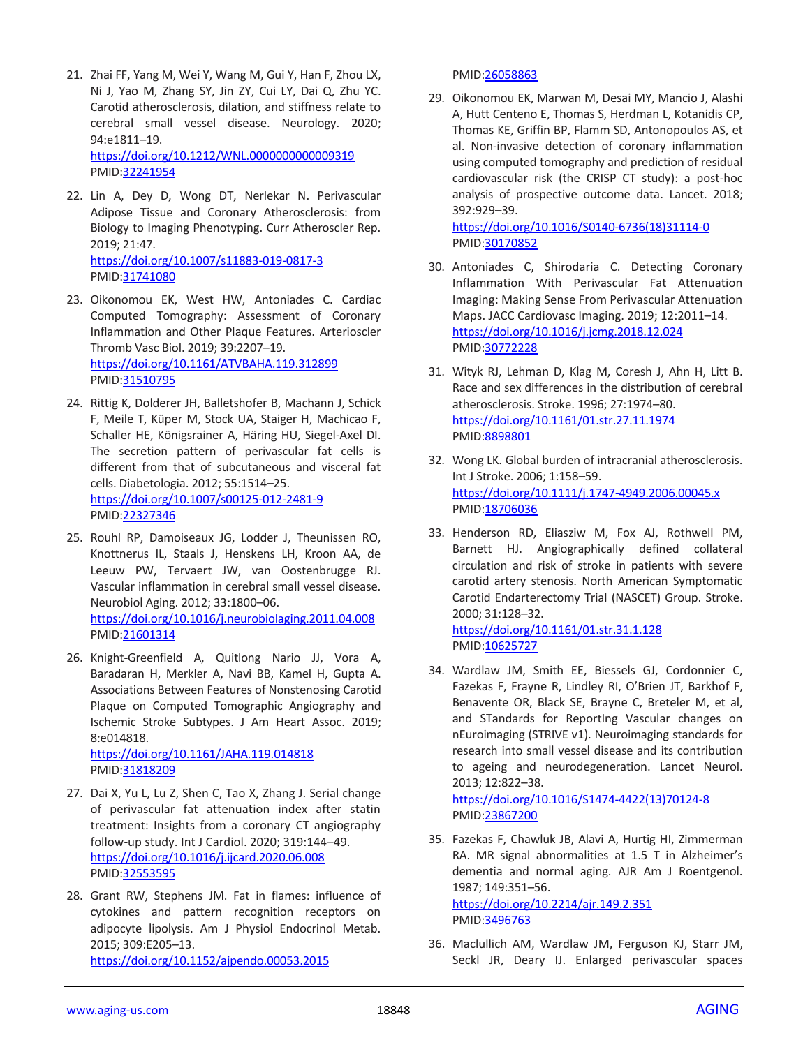21. Zhai FF, Yang M, Wei Y, Wang M, Gui Y, Han F, Zhou LX, Ni J, Yao M, Zhang SY, Jin ZY, Cui LY, Dai Q, Zhu YC. Carotid atherosclerosis, dilation, and stiffness relate to cerebral small vessel disease. Neurology. 2020; 94:e1811–19.
https://doi.org/10.1212/WNL.0000000000009319
PMID:32241954

22. Lin A, Dey D, Wong DT, Nerlekar N. Perivascular Adipose Tissue and Coronary Atherosclerosis: from Biology to Imaging Phenotyping. Curr Atheroscler Rep. 2019; 21:47.
https://doi.org/10.1007/s11883-019-0817-3
PMID:31741080

23. Oikonomou EK, West HW, Antoniades C. Cardiac Computed Tomography: Assessment of Coronary Inflammation and Other Plaque Features. Arterioscler Thromb Vasc Biol. 2019; 39:2207–19.
https://doi.org/10.1161/ATVBAHA.119.312899
PMID:31510795

24. Rittig K, Dolderer JH, Balletshofer B, Machann J, Schick F, Meile T, Küper M, Stock UA, Staiger H, Machicao F, Schaller HE, Königsrainer A, Häring HU, Siegel-Axel DI. The secretion pattern of perivascular fat cells is different from that of subcutaneous and visceral fat cells. Diabetologia. 2012; 55:1514–25.
https://doi.org/10.1007/s00125-012-2481-9
PMID:22327346

25. Rouhl RP, Damoiseaux JG, Lodder J, Theunissen RO, Knottnerus IL, Staals J, Henskens LH, Kroon AA, de Leeuw PW, Tervaert JW, van Oostenbrugge RJ. Vascular inflammation in cerebral small vessel disease. Neurobiol Aging. 2012; 33:1800–06.
https://doi.org/10.1016/j.neurobiolaging.2011.04.008
PMID:21601314

26. Knight-Greenfield A, Quitlong Nario JJ, Vora A, Baradaran H, Merkler A, Navi BB, Kamel H, Gupta A. Associations Between Features of Nonstenosing Carotid Plaque on Computed Tomographic Angiography and Ischemic Stroke Subtypes. J Am Heart Assoc. 2019; 8:e014818.
https://doi.org/10.1161/JAHA.119.014818
PMID:31818209

27. Dai X, Yu L, Lu Z, Shen C, Tao X, Zhang J. Serial change of perivascular fat attenuation index after statin treatment: Insights from a coronary CT angiography follow-up study. Int J Cardiol. 2020; 319:144–49.
https://doi.org/10.1016/j.ijcard.2020.06.008
PMID:32553595

28. Grant RW, Stephens JM. Fat in flames: influence of cytokines and pattern recognition receptors on adipocyte lipolysis. Am J Physiol Endocrinol Metab. 2015; 309:E205–13.
https://doi.org/10.1152/ajpendo.00053.2015
PMID:26058863

29. Oikonomou EK, Marwan M, Desai MY, Mancio J, Alashi A, Hutt Centeno E, Thomas S, Herdman L, Kotanidis CP, Thomas KE, Griffin BP, Flamm SD, Antonopoulos AS, et al. Non-invasive detection of coronary inflammation using computed tomography and prediction of residual cardiovascular risk (the CRISP CT study): a post-hoc analysis of prospective outcome data. Lancet. 2018; 392:929–39.
https://doi.org/10.1016/S0140-6736(18)31114-0
PMID:30170852

30. Antoniades C, Shirodaria C. Detecting Coronary Inflammation With Perivascular Fat Attenuation Imaging: Making Sense From Perivascular Attenuation Maps. JACC Cardiovasc Imaging. 2019; 12:2011–14.
https://doi.org/10.1016/j.jcmg.2018.12.024
PMID:30772228

31. Wityk RJ, Lehman D, Klag M, Coresh J, Ahn H, Litt B. Race and sex differences in the distribution of cerebral atherosclerosis. Stroke. 1996; 27:1974–80.
https://doi.org/10.1161/01.str.27.11.1974
PMID:8898801

32. Wong LK. Global burden of intracranial atherosclerosis. Int J Stroke. 2006; 1:158–59.
https://doi.org/10.1111/j.1747-4949.2006.00045.x
PMID:18706036

33. Henderson RD, Eliasziw M, Fox AJ, Rothwell PM, Barnett HJ. Angiographically defined collateral circulation and risk of stroke in patients with severe carotid artery stenosis. North American Symptomatic Carotid Endarterectomy Trial (NASCET) Group. Stroke. 2000; 31:128–32.
https://doi.org/10.1161/01.str.31.1.128
PMID:10625727

34. Wardlaw JM, Smith EE, Biessels GJ, Cordonnier C, Fazekas F, Frayne R, Lindley RI, O'Brien JT, Barkhof F, Benavente OR, Black SE, Brayne C, Breteler M, et al, and STandards for ReportIng Vascular changes on nEuroimaging (STRIVE v1). Neuroimaging standards for research into small vessel disease and its contribution to ageing and neurodegeneration. Lancet Neurol. 2013; 12:822–38.
https://doi.org/10.1016/S1474-4422(13)70124-8
PMID:23867200

35. Fazekas F, Chawluk JB, Alavi A, Hurtig HI, Zimmerman RA. MR signal abnormalities at 1.5 T in Alzheimer's dementia and normal aging. AJR Am J Roentgenol. 1987; 149:351–56.
https://doi.org/10.2214/ajr.149.2.351
PMID:3496763

36. Maclullich AM, Wardlaw JM, Ferguson KJ, Starr JM, Seckl JR, Deary IJ. Enlarged perivascular spaces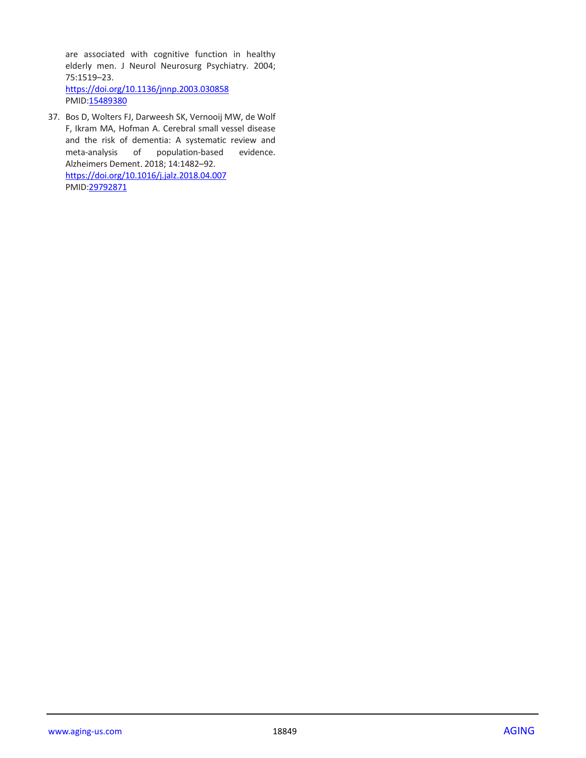are associated with cognitive function in healthy elderly men. J Neurol Neurosurg Psychiatry. 2004; 75:1519–23.
https://doi.org/10.1136/jnnp.2003.030858
PMID:15489380

37. Bos D, Wolters FJ, Darweesh SK, Vernooij MW, de Wolf F, Ikram MA, Hofman A. Cerebral small vessel disease and the risk of dementia: A systematic review and meta-analysis of population-based evidence. Alzheimers Dement. 2018; 14:1482–92.
https://doi.org/10.1016/j.jalz.2018.04.007
PMID:29792871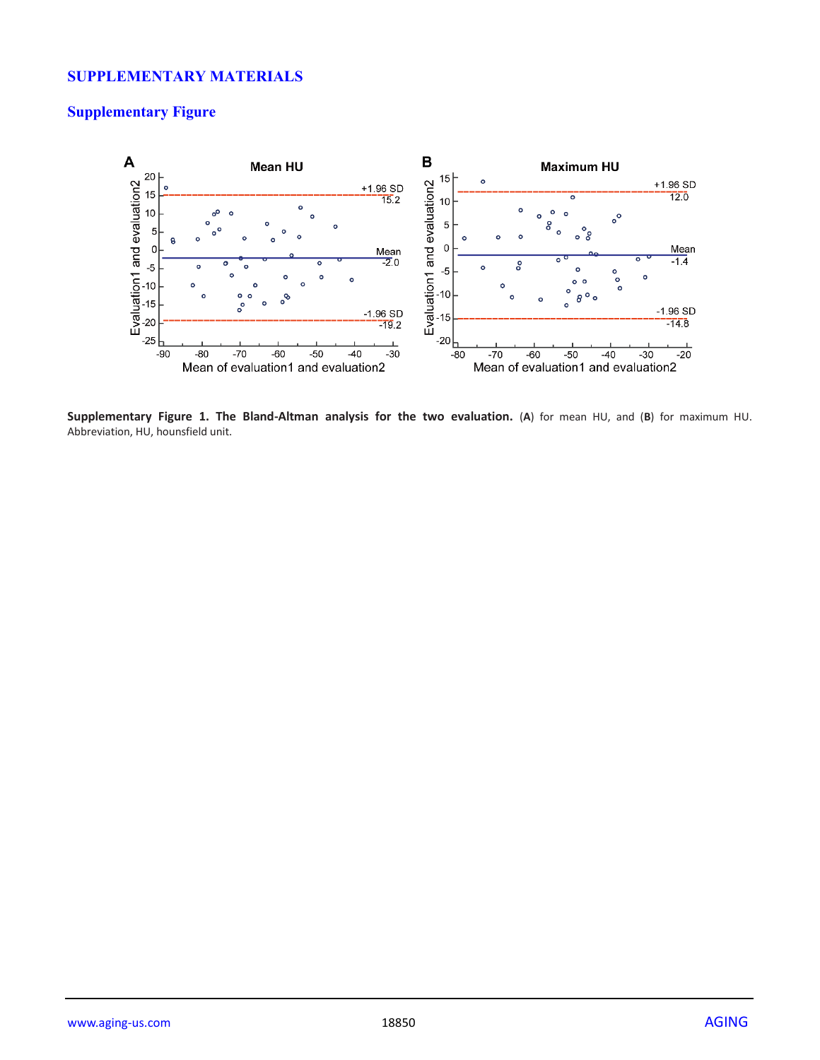# SUPPLEMENTARY MATERIALS

## Supplementary Figure

**Supplementary Figure 1. The Bland-Altman analysis for the two evaluation.** (**A**) for mean HU, and (**B**) for maximum HU. Abbreviation, HU, hounsfield unit.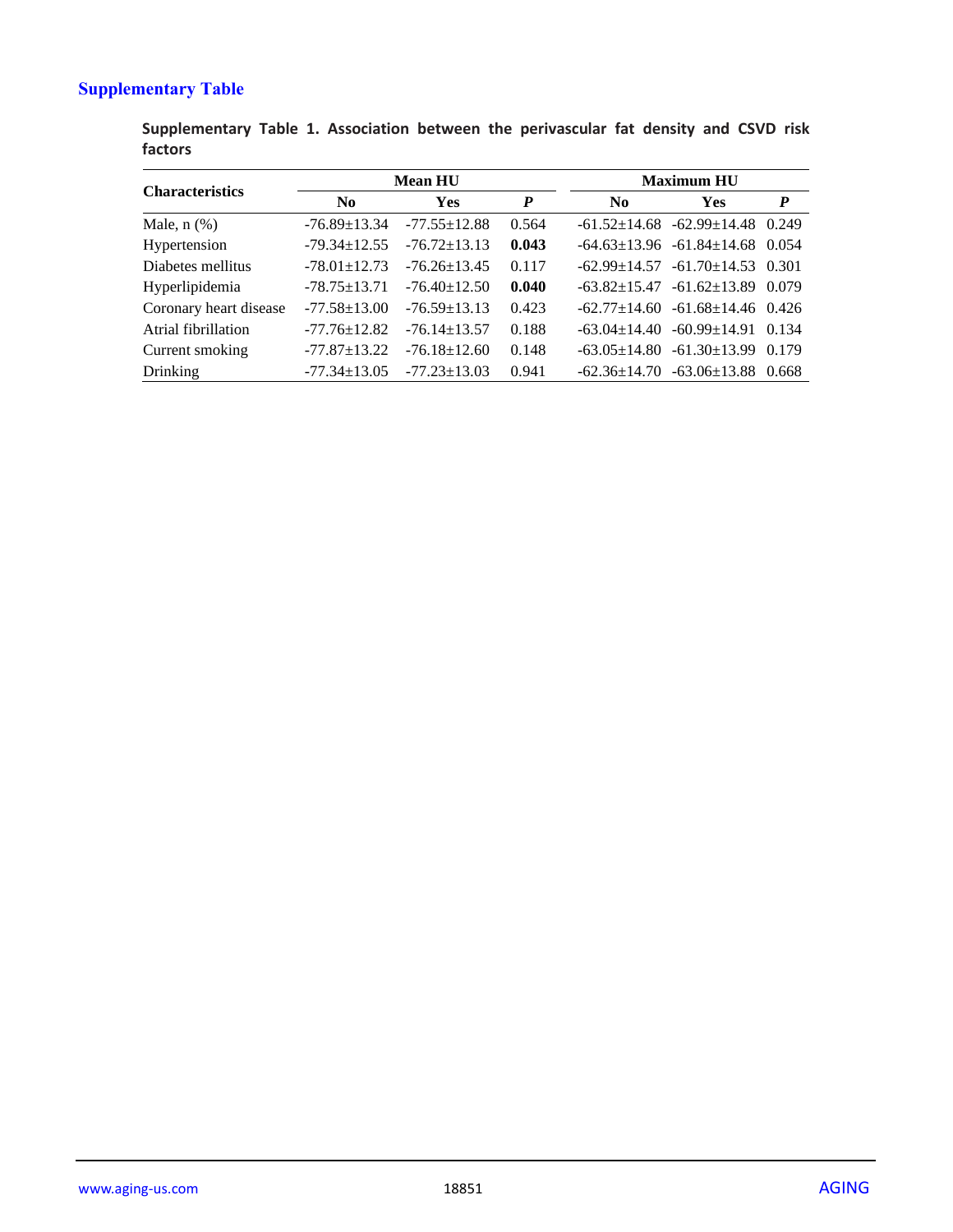## Supplementary Table

**Supplementary Table 1. Association between the perivascular fat density and CSVD risk factors**

| Characteristics | Mean HU | | | Maximum HU | | |
|---|---|---|---|---|---|---|
| | No | Yes | *P* | No | Yes | *P* |
| Male, n (%) | -76.89±13.34 | -77.55±12.88 | 0.564 | -61.52±14.68 | -62.99±14.48 | 0.249 |
| Hypertension | -79.34±12.55 | -76.72±13.13 | **0.043** | -64.63±13.96 | -61.84±14.68 | 0.054 |
| Diabetes mellitus | -78.01±12.73 | -76.26±13.45 | 0.117 | -62.99±14.57 | -61.70±14.53 | 0.301 |
| Hyperlipidemia | -78.75±13.71 | -76.40±12.50 | **0.040** | -63.82±15.47 | -61.62±13.89 | 0.079 |
| Coronary heart disease | -77.58±13.00 | -76.59±13.13 | 0.423 | -62.77±14.60 | -61.68±14.46 | 0.426 |
| Atrial fibrillation | -77.76±12.82 | -76.14±13.57 | 0.188 | -63.04±14.40 | -60.99±14.91 | 0.134 |
| Current smoking | -77.87±13.22 | -76.18±12.60 | 0.148 | -63.05±14.80 | -61.30±13.99 | 0.179 |
| Drinking | -77.34±13.05 | -77.23±13.03 | 0.941 | -62.36±14.70 | -63.06±13.88 | 0.668 |